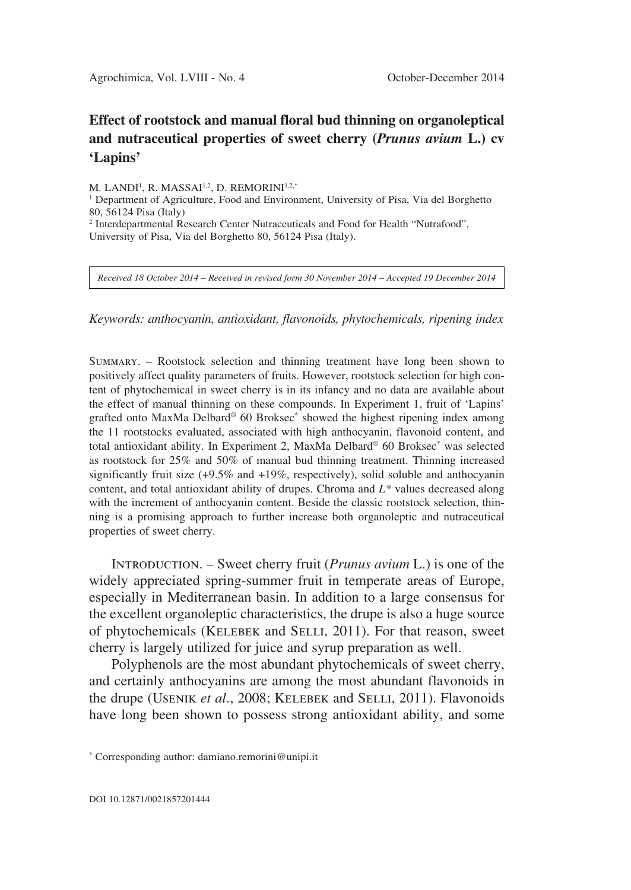# Effect of rootstock and manual floral bud thinning on organoleptical and nutraceutical properties of sweet cherry (*Prunus avium* L.) cv 'Lapins'

M. LANDI[1], R. MASSAI[1,2], D. REMORINI[1,2,*]

[1] Department of Agriculture, Food and Environment, University of Pisa, Via del Borghetto 80, 56124 Pisa (Italy)

[2] Interdepartmental Research Center Nutraceuticals and Food for Health "Nutrafood", University of Pisa, Via del Borghetto 80, 56124 Pisa (Italy).

*Received 18 October 2014 – Received in revised form 30 November 2014 – Accepted 19 December 2014*

*Keywords: anthocyanin, antioxidant, flavonoids, phytochemicals, ripening index*

SUMMARY. – Rootstock selection and thinning treatment have long been shown to positively affect quality parameters of fruits. However, rootstock selection for high content of phytochemical in sweet cherry is in its infancy and no data are available about the effect of manual thinning on these compounds. In Experiment 1, fruit of 'Lapins' grafted onto MaxMa Delbard® 60 Broksec* showed the highest ripening index among the 11 rootstocks evaluated, associated with high anthocyanin, flavonoid content, and total antioxidant ability. In Experiment 2, MaxMa Delbard® 60 Broksec* was selected as rootstock for 25% and 50% of manual bud thinning treatment. Thinning increased significantly fruit size (+9.5% and +19%, respectively), solid soluble and anthocyanin content, and total antioxidant ability of drupes. Chroma and *L\** values decreased along with the increment of anthocyanin content. Beside the classic rootstock selection, thinning is a promising approach to further increase both organoleptic and nutraceutical properties of sweet cherry.

INTRODUCTION. – Sweet cherry fruit (*Prunus avium* L.) is one of the widely appreciated spring-summer fruit in temperate areas of Europe, especially in Mediterranean basin. In addition to a large consensus for the excellent organoleptic characteristics, the drupe is also a huge source of phytochemicals (KELEBEK and SELLI, 2011). For that reason, sweet cherry is largely utilized for juice and syrup preparation as well.

Polyphenols are the most abundant phytochemicals of sweet cherry, and certainly anthocyanins are among the most abundant flavonoids in the drupe (USENIK *et al.*, 2008; KELEBEK and SELLI, 2011). Flavonoids have long been shown to possess strong antioxidant ability, and some

[*] Corresponding author: damiano.remorini@unipi.it

DOI 10.12871/0021857201444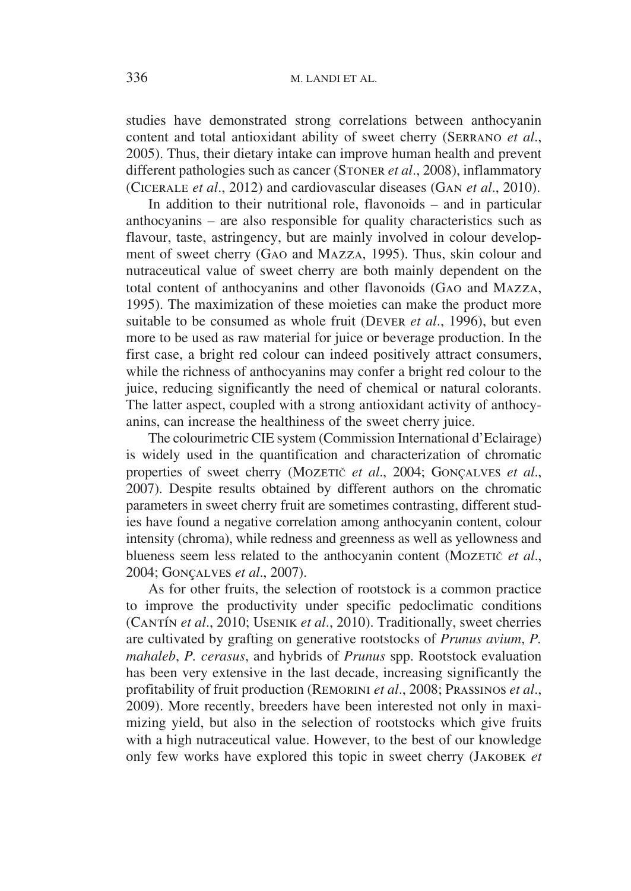studies have demonstrated strong correlations between anthocyanin content and total antioxidant ability of sweet cherry (Serrano *et al*., 2005). Thus, their dietary intake can improve human health and prevent different pathologies such as cancer (Stoner *et al*., 2008), inflammatory (Cicerale *et al*., 2012) and cardiovascular diseases (Gan *et al*., 2010).

In addition to their nutritional role, flavonoids – and in particular anthocyanins – are also responsible for quality characteristics such as flavour, taste, astringency, but are mainly involved in colour development of sweet cherry (Gao and Mazza, 1995). Thus, skin colour and nutraceutical value of sweet cherry are both mainly dependent on the total content of anthocyanins and other flavonoids (Gao and Mazza, 1995). The maximization of these moieties can make the product more suitable to be consumed as whole fruit (Dever *et al*., 1996), but even more to be used as raw material for juice or beverage production. In the first case, a bright red colour can indeed positively attract consumers, while the richness of anthocyanins may confer a bright red colour to the juice, reducing significantly the need of chemical or natural colorants. The latter aspect, coupled with a strong antioxidant activity of anthocyanins, can increase the healthiness of the sweet cherry juice.

The colourimetric CIE system (Commission International d'Eclairage) is widely used in the quantification and characterization of chromatic properties of sweet cherry (Mozetič *et al*., 2004; Gonçalves *et al*., 2007). Despite results obtained by different authors on the chromatic parameters in sweet cherry fruit are sometimes contrasting, different studies have found a negative correlation among anthocyanin content, colour intensity (chroma), while redness and greenness as well as yellowness and blueness seem less related to the anthocyanin content (Mozetič *et al*., 2004; Gonçalves *et al*., 2007).

As for other fruits, the selection of rootstock is a common practice to improve the productivity under specific pedoclimatic conditions (Cantín *et al*., 2010; Usenik *et al*., 2010). Traditionally, sweet cherries are cultivated by grafting on generative rootstocks of *Prunus avium*, *P. mahaleb*, *P. cerasus*, and hybrids of *Prunus* spp. Rootstock evaluation has been very extensive in the last decade, increasing significantly the profitability of fruit production (Remorini *et al*., 2008; Prassinos *et al*., 2009). More recently, breeders have been interested not only in maximizing yield, but also in the selection of rootstocks which give fruits with a high nutraceutical value. However, to the best of our knowledge only few works have explored this topic in sweet cherry (Jakobek *et*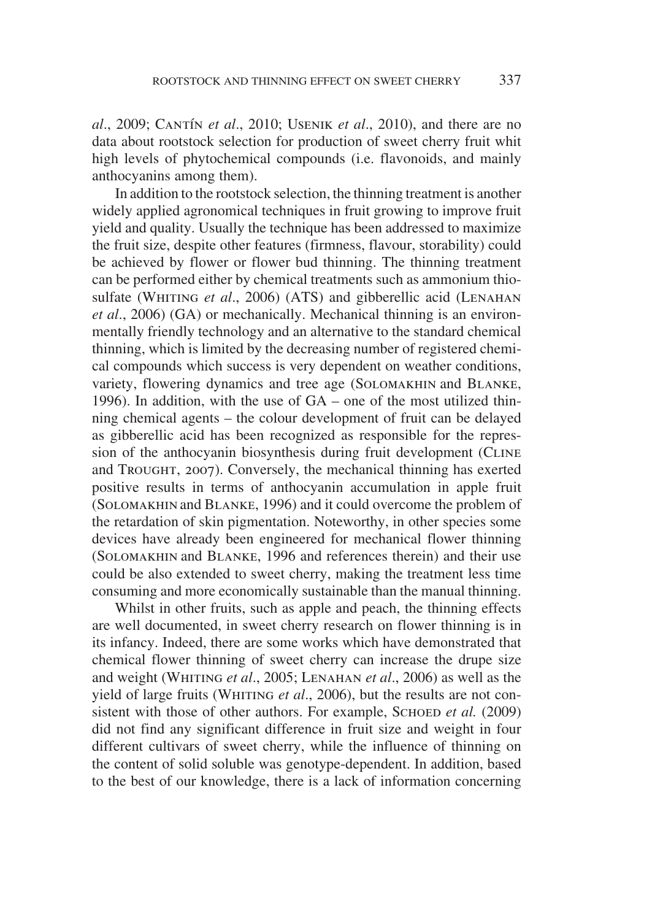*al*., 2009; Cantín *et al*., 2010; Usenik *et al*., 2010), and there are no data about rootstock selection for production of sweet cherry fruit whit high levels of phytochemical compounds (i.e. flavonoids, and mainly anthocyanins among them).

In addition to the rootstock selection, the thinning treatment is another widely applied agronomical techniques in fruit growing to improve fruit yield and quality. Usually the technique has been addressed to maximize the fruit size, despite other features (firmness, flavour, storability) could be achieved by flower or flower bud thinning. The thinning treatment can be performed either by chemical treatments such as ammonium thiosulfate (Whiting *et al*., 2006) (ATS) and gibberellic acid (Lenahan *et al*., 2006) (GA) or mechanically. Mechanical thinning is an environmentally friendly technology and an alternative to the standard chemical thinning, which is limited by the decreasing number of registered chemical compounds which success is very dependent on weather conditions, variety, flowering dynamics and tree age (Solomakhin and Blanke, 1996). In addition, with the use of GA – one of the most utilized thinning chemical agents – the colour development of fruit can be delayed as gibberellic acid has been recognized as responsible for the repression of the anthocyanin biosynthesis during fruit development (Cline and Trought, 2007). Conversely, the mechanical thinning has exerted positive results in terms of anthocyanin accumulation in apple fruit (Solomakhin and Blanke, 1996) and it could overcome the problem of the retardation of skin pigmentation. Noteworthy, in other species some devices have already been engineered for mechanical flower thinning (Solomakhin and Blanke, 1996 and references therein) and their use could be also extended to sweet cherry, making the treatment less time consuming and more economically sustainable than the manual thinning.

Whilst in other fruits, such as apple and peach, the thinning effects are well documented, in sweet cherry research on flower thinning is in its infancy. Indeed, there are some works which have demonstrated that chemical flower thinning of sweet cherry can increase the drupe size and weight (Whiting *et al*., 2005; Lenahan *et al*., 2006) as well as the yield of large fruits (Whiting *et al*., 2006), but the results are not consistent with those of other authors. For example, Schoed *et al.* (2009) did not find any significant difference in fruit size and weight in four different cultivars of sweet cherry, while the influence of thinning on the content of solid soluble was genotype-dependent. In addition, based to the best of our knowledge, there is a lack of information concerning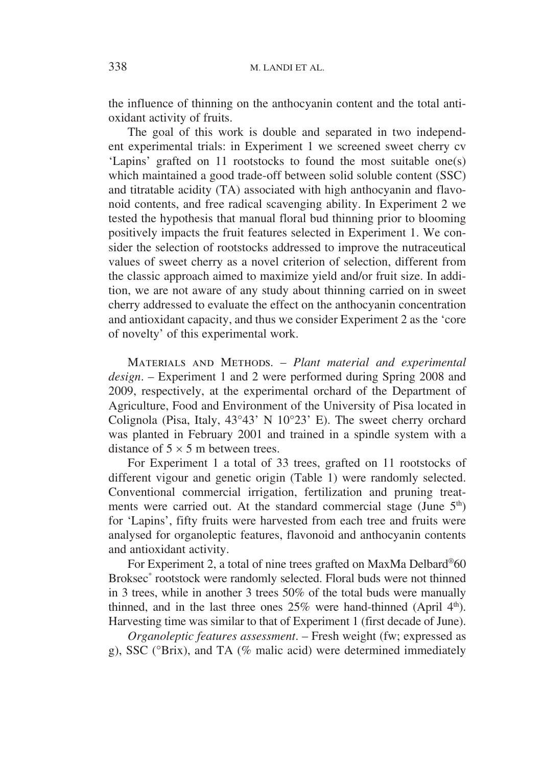the influence of thinning on the anthocyanin content and the total antioxidant activity of fruits.

The goal of this work is double and separated in two independent experimental trials: in Experiment 1 we screened sweet cherry cv 'Lapins' grafted on 11 rootstocks to found the most suitable one(s) which maintained a good trade-off between solid soluble content (SSC) and titratable acidity (TA) associated with high anthocyanin and flavonoid contents, and free radical scavenging ability. In Experiment 2 we tested the hypothesis that manual floral bud thinning prior to blooming positively impacts the fruit features selected in Experiment 1. We consider the selection of rootstocks addressed to improve the nutraceutical values of sweet cherry as a novel criterion of selection, different from the classic approach aimed to maximize yield and/or fruit size. In addition, we are not aware of any study about thinning carried on in sweet cherry addressed to evaluate the effect on the anthocyanin concentration and antioxidant capacity, and thus we consider Experiment 2 as the 'core of novelty' of this experimental work.

Materials and Methods. – *Plant material and experimental design*. – Experiment 1 and 2 were performed during Spring 2008 and 2009, respectively, at the experimental orchard of the Department of Agriculture, Food and Environment of the University of Pisa located in Colignola (Pisa, Italy, 43°43' N 10°23' E). The sweet cherry orchard was planted in February 2001 and trained in a spindle system with a distance of 5 × 5 m between trees.

For Experiment 1 a total of 33 trees, grafted on 11 rootstocks of different vigour and genetic origin (Table 1) were randomly selected. Conventional commercial irrigation, fertilization and pruning treatments were carried out. At the standard commercial stage (June 5th) for 'Lapins', fifty fruits were harvested from each tree and fruits were analysed for organoleptic features, flavonoid and anthocyanin contents and antioxidant activity.

For Experiment 2, a total of nine trees grafted on MaxMa Delbard®60 Broksec* rootstock were randomly selected. Floral buds were not thinned in 3 trees, while in another 3 trees 50% of the total buds were manually thinned, and in the last three ones 25% were hand-thinned (April 4th). Harvesting time was similar to that of Experiment 1 (first decade of June).

*Organoleptic features assessment*. – Fresh weight (fw; expressed as g), SSC (°Brix), and TA (% malic acid) were determined immediately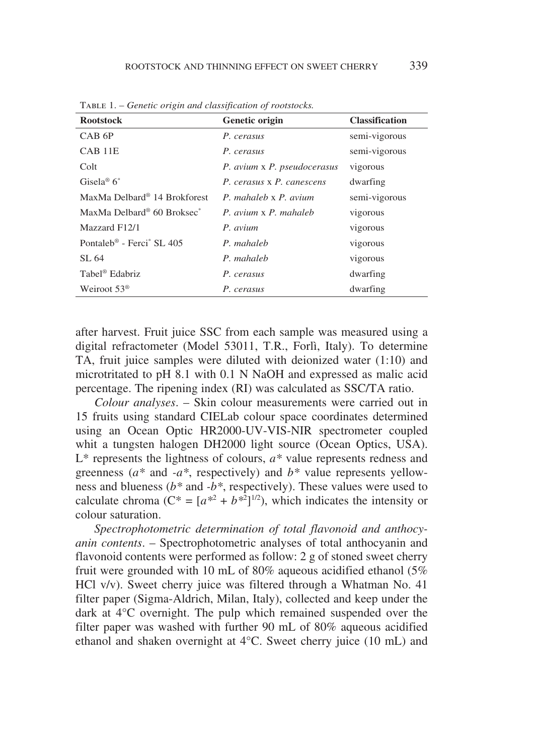TABLE 1. – *Genetic origin and classification of rootstocks.*

| Rootstock | Genetic origin | Classification |
|---|---|---|
| CAB 6P | *P. cerasus* | semi-vigorous |
| CAB 11E | *P. cerasus* | semi-vigorous |
| Colt | *P. avium* x *P. pseudocerasus* | vigorous |
| Gisela® 6* | *P. cerasus* x *P. canescens* | dwarfing |
| MaxMa Delbard® 14 Brokforest | *P. mahaleb* x *P. avium* | semi-vigorous |
| MaxMa Delbard® 60 Broksec* | *P. avium* x *P. mahaleb* | vigorous |
| Mazzard F12/1 | *P. avium* | vigorous |
| Pontaleb® - Ferci* SL 405 | *P. mahaleb* | vigorous |
| SL 64 | *P. mahaleb* | vigorous |
| Tabel® Edabriz | *P. cerasus* | dwarfing |
| Weiroot 53® | *P. cerasus* | dwarfing |

after harvest. Fruit juice SSC from each sample was measured using a digital refractometer (Model 53011, T.R., Forlì, Italy). To determine TA, fruit juice samples were diluted with deionized water (1:10) and microtritated to pH 8.1 with 0.1 N NaOH and expressed as malic acid percentage. The ripening index (RI) was calculated as SSC/TA ratio.

*Colour analyses*. – Skin colour measurements were carried out in 15 fruits using standard CIELab colour space coordinates determined using an Ocean Optic HR2000-UV-VIS-NIR spectrometer coupled whit a tungsten halogen DH2000 light source (Ocean Optics, USA). $L^*$ represents the lightness of colours, $a^*$ value represents redness and greenness ($a^*$ and $-a^*$, respectively) and $b^*$ value represents yellowness and blueness ($b^*$ and $-b^*$, respectively). These values were used to calculate chroma ($C^* = [a^{*2} + b^{*2}]^{1/2}$), which indicates the intensity or colour saturation.

*Spectrophotometric determination of total flavonoid and anthocyanin contents*. – Spectrophotometric analyses of total anthocyanin and flavonoid contents were performed as follow: 2 g of stoned sweet cherry fruit were grounded with 10 mL of 80% aqueous acidified ethanol (5% HCl v/v). Sweet cherry juice was filtered through a Whatman No. 41 filter paper (Sigma-Aldrich, Milan, Italy), collected and keep under the dark at 4°C overnight. The pulp which remained suspended over the filter paper was washed with further 90 mL of 80% aqueous acidified ethanol and shaken overnight at 4°C. Sweet cherry juice (10 mL) and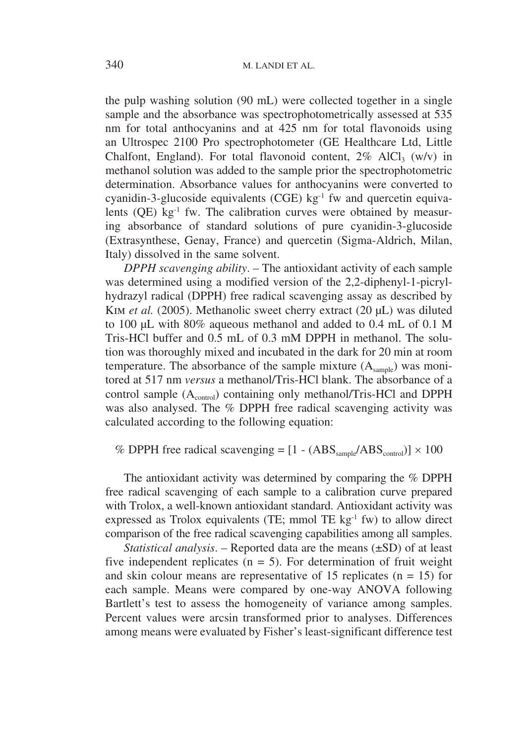the pulp washing solution (90 mL) were collected together in a single sample and the absorbance was spectrophotometrically assessed at 535 nm for total anthocyanins and at 425 nm for total flavonoids using an Ultrospec 2100 Pro spectrophotometer (GE Healthcare Ltd, Little Chalfont, England). For total flavonoid content, 2% $AlCl_3$ (w/v) in methanol solution was added to the sample prior the spectrophotometric determination. Absorbance values for anthocyanins were converted to cyanidin-3-glucoside equivalents (CGE) $kg^{-1}$ fw and quercetin equivalents (QE) $kg^{-1}$ fw. The calibration curves were obtained by measuring absorbance of standard solutions of pure cyanidin-3-glucoside (Extrasynthese, Genay, France) and quercetin (Sigma-Aldrich, Milan, Italy) dissolved in the same solvent.

*DPPH scavenging ability*. – The antioxidant activity of each sample was determined using a modified version of the 2,2-diphenyl-1-picrylhydrazyl radical (DPPH) free radical scavenging assay as described by Kim *et al.* (2005). Methanolic sweet cherry extract (20 μL) was diluted to 100 μL with 80% aqueous methanol and added to 0.4 mL of 0.1 M Tris-HCl buffer and 0.5 mL of 0.3 mM DPPH in methanol. The solution was thoroughly mixed and incubated in the dark for 20 min at room temperature. The absorbance of the sample mixture ($A_{sample}$) was monitored at 517 nm *versus* a methanol/Tris-HCl blank. The absorbance of a control sample ($A_{control}$) containing only methanol/Tris-HCl and DPPH was also analysed. The % DPPH free radical scavenging activity was calculated according to the following equation:

$$\%\ \text{DPPH free radical scavenging} = [1 - (ABS_{sample}/ABS_{control})] \times 100$$

The antioxidant activity was determined by comparing the % DPPH free radical scavenging of each sample to a calibration curve prepared with Trolox, a well-known antioxidant standard. Antioxidant activity was expressed as Trolox equivalents (TE; mmol TE $kg^{-1}$ fw) to allow direct comparison of the free radical scavenging capabilities among all samples.

*Statistical analysis*. – Reported data are the means (±SD) of at least five independent replicates ($n = 5$). For determination of fruit weight and skin colour means are representative of 15 replicates ($n = 15$) for each sample. Means were compared by one-way ANOVA following Bartlett's test to assess the homogeneity of variance among samples. Percent values were arcsin transformed prior to analyses. Differences among means were evaluated by Fisher's least-significant difference test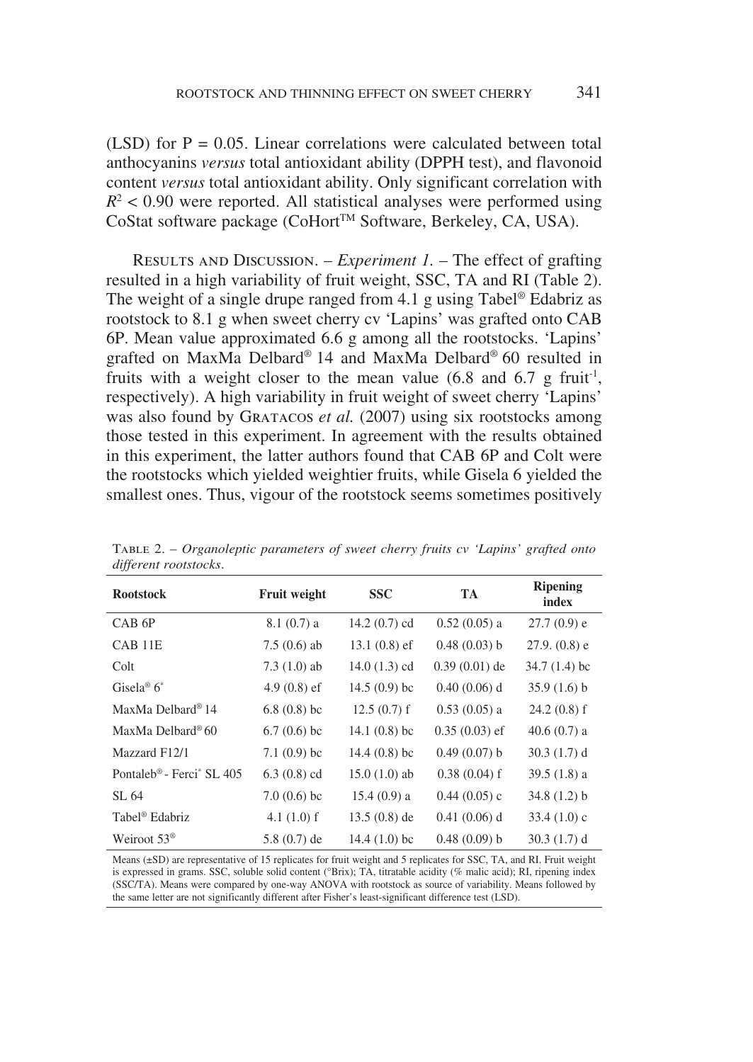(LSD) for P = 0.05. Linear correlations were calculated between total anthocyanins *versus* total antioxidant ability (DPPH test), and flavonoid content *versus* total antioxidant ability. Only significant correlation with $R^2 < 0.90$ were reported. All statistical analyses were performed using CoStat software package (CoHort™ Software, Berkeley, CA, USA).

RESULTS AND DISCUSSION. – *Experiment 1.* – The effect of grafting resulted in a high variability of fruit weight, SSC, TA and RI (Table 2). The weight of a single drupe ranged from 4.1 g using Tabel® Edabriz as rootstock to 8.1 g when sweet cherry cv 'Lapins' was grafted onto CAB 6P. Mean value approximated 6.6 g among all the rootstocks. 'Lapins' grafted on MaxMa Delbard® 14 and MaxMa Delbard® 60 resulted in fruits with a weight closer to the mean value (6.8 and 6.7 g fruit$^{-1}$, respectively). A high variability in fruit weight of sweet cherry 'Lapins' was also found by GRATACOS *et al.* (2007) using six rootstocks among those tested in this experiment. In agreement with the results obtained in this experiment, the latter authors found that CAB 6P and Colt were the rootstocks which yielded weightier fruits, while Gisela 6 yielded the smallest ones. Thus, vigour of the rootstock seems sometimes positively

TABLE 2. – *Organoleptic parameters of sweet cherry fruits cv 'Lapins' grafted onto different rootstocks.*

| Rootstock | Fruit weight | SSC | TA | Ripening index |
|---|---|---|---|---|
| CAB 6P | 8.1 (0.7) a | 14.2 (0.7) cd | 0.52 (0.05) a | 27.7 (0.9) e |
| CAB 11E | 7.5 (0.6) ab | 13.1 (0.8) ef | 0.48 (0.03) b | 27.9. (0.8) e |
| Colt | 7.3 (1.0) ab | 14.0 (1.3) cd | 0.39 (0.01) de | 34.7 (1.4) bc |
| Gisela® 6* | 4.9 (0.8) ef | 14.5 (0.9) bc | 0.40 (0.06) d | 35.9 (1.6) b |
| MaxMa Delbard® 14 | 6.8 (0.8) bc | 12.5 (0.7) f | 0.53 (0.05) a | 24.2 (0.8) f |
| MaxMa Delbard® 60 | 6.7 (0.6) bc | 14.1 (0.8) bc | 0.35 (0.03) ef | 40.6 (0.7) a |
| Mazzard F12/1 | 7.1 (0.9) bc | 14.4 (0.8) bc | 0.49 (0.07) b | 30.3 (1.7) d |
| Pontaleb® - Ferci* SL 405 | 6.3 (0.8) cd | 15.0 (1.0) ab | 0.38 (0.04) f | 39.5 (1.8) a |
| SL 64 | 7.0 (0.6) bc | 15.4 (0.9) a | 0.44 (0.05) c | 34.8 (1.2) b |
| Tabel® Edabriz | 4.1 (1.0) f | 13.5 (0.8) de | 0.41 (0.06) d | 33.4 (1.0) c |
| Weiroot 53® | 5.8 (0.7) de | 14.4 (1.0) bc | 0.48 (0.09) b | 30.3 (1.7) d |

Means (±SD) are representative of 15 replicates for fruit weight and 5 replicates for SSC, TA, and RI. Fruit weight is expressed in grams. SSC, soluble solid content (°Brix); TA, titratable acidity (% malic acid); RI, ripening index (SSC/TA). Means were compared by one-way ANOVA with rootstock as source of variability. Means followed by the same letter are not significantly different after Fisher's least-significant difference test (LSD).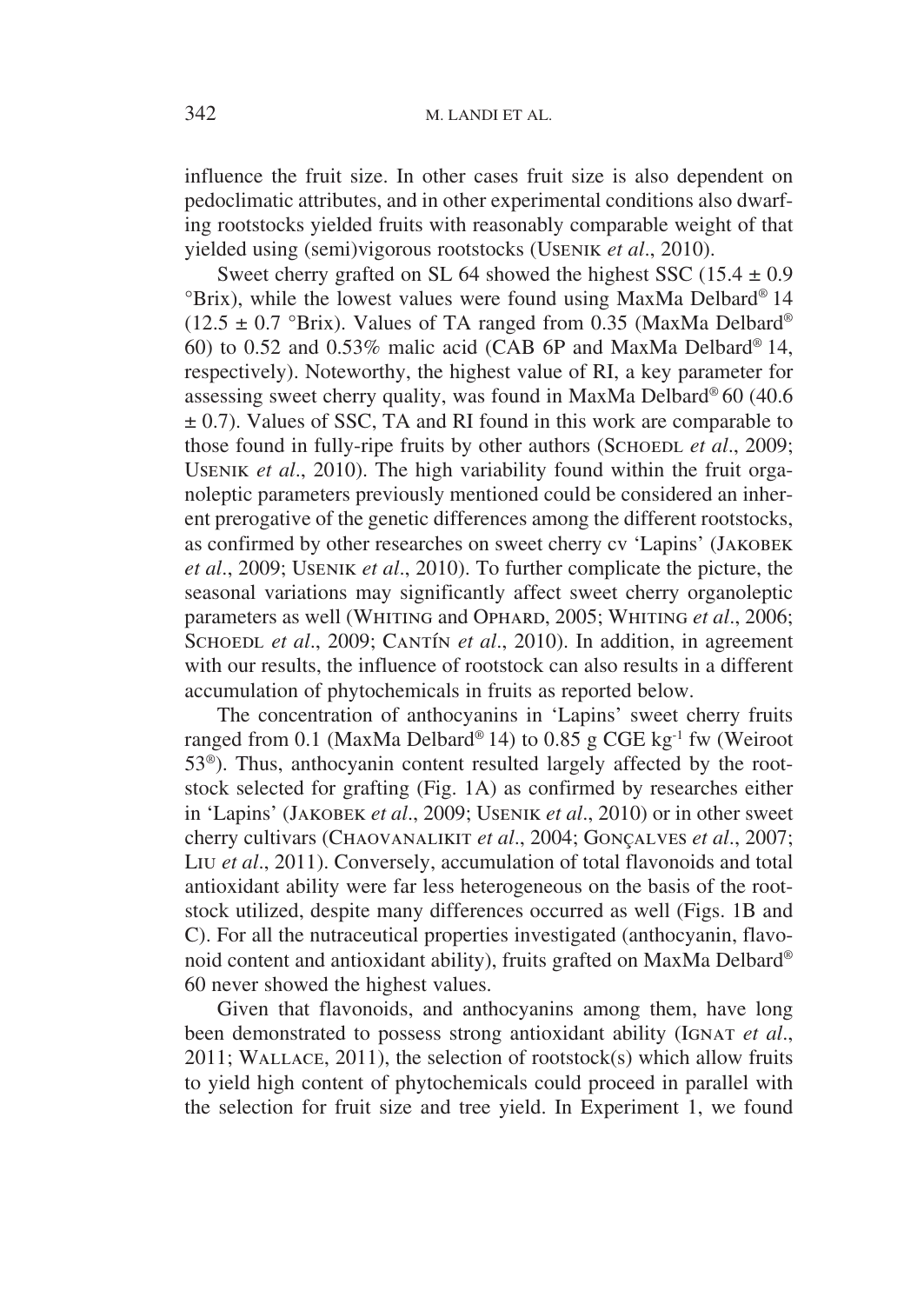influence the fruit size. In other cases fruit size is also dependent on pedoclimatic attributes, and in other experimental conditions also dwarfing rootstocks yielded fruits with reasonably comparable weight of that yielded using (semi)vigorous rootstocks (Usenik *et al*., 2010).

Sweet cherry grafted on SL 64 showed the highest SSC (15.4 ± 0.9 °Brix), while the lowest values were found using MaxMa Delbard® 14 (12.5 ± 0.7 °Brix). Values of TA ranged from 0.35 (MaxMa Delbard® 60) to 0.52 and 0.53% malic acid (CAB 6P and MaxMa Delbard® 14, respectively). Noteworthy, the highest value of RI, a key parameter for assessing sweet cherry quality, was found in MaxMa Delbard® 60 (40.6 ± 0.7). Values of SSC, TA and RI found in this work are comparable to those found in fully-ripe fruits by other authors (Schoedl *et al*., 2009; Usenik *et al*., 2010). The high variability found within the fruit organoleptic parameters previously mentioned could be considered an inherent prerogative of the genetic differences among the different rootstocks, as confirmed by other researches on sweet cherry cv 'Lapins' (Jakobek *et al*., 2009; Usenik *et al*., 2010). To further complicate the picture, the seasonal variations may significantly affect sweet cherry organoleptic parameters as well (Whiting and Ophard, 2005; Whiting *et al*., 2006; Schoedl *et al*., 2009; Cantín *et al*., 2010). In addition, in agreement with our results, the influence of rootstock can also results in a different accumulation of phytochemicals in fruits as reported below.

The concentration of anthocyanins in 'Lapins' sweet cherry fruits ranged from 0.1 (MaxMa Delbard® 14) to 0.85 g CGE $kg^{-1}$ fw (Weiroot 53®). Thus, anthocyanin content resulted largely affected by the rootstock selected for grafting (Fig. 1A) as confirmed by researches either in 'Lapins' (Jakobek *et al*., 2009; Usenik *et al*., 2010) or in other sweet cherry cultivars (Chaovanalikit *et al*., 2004; Gonçalves *et al*., 2007; Liu *et al*., 2011). Conversely, accumulation of total flavonoids and total antioxidant ability were far less heterogeneous on the basis of the rootstock utilized, despite many differences occurred as well (Figs. 1B and C). For all the nutraceutical properties investigated (anthocyanin, flavonoid content and antioxidant ability), fruits grafted on MaxMa Delbard® 60 never showed the highest values.

Given that flavonoids, and anthocyanins among them, have long been demonstrated to possess strong antioxidant ability (Ignat *et al*., 2011; Wallace, 2011), the selection of rootstock(s) which allow fruits to yield high content of phytochemicals could proceed in parallel with the selection for fruit size and tree yield. In Experiment 1, we found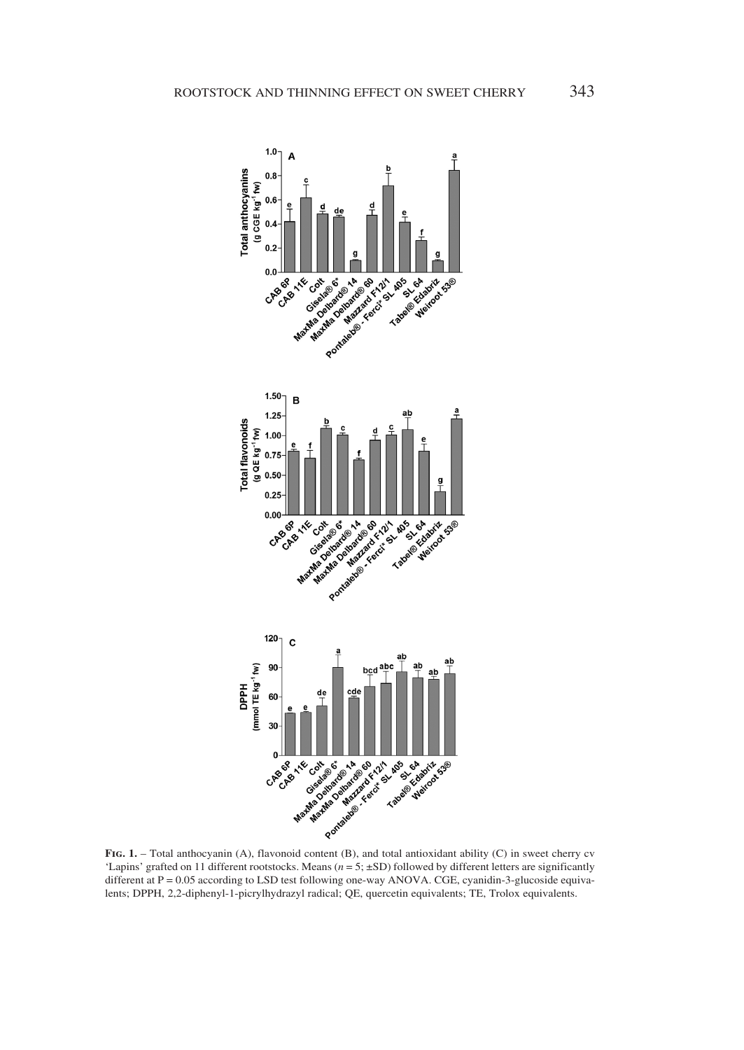**Fig. 1.** – Total anthocyanin (A), flavonoid content (B), and total antioxidant ability (C) in sweet cherry cv 'Lapins' grafted on 11 different rootstocks. Means ($n = 5$; ±SD) followed by different letters are significantly different at P = 0.05 according to LSD test following one-way ANOVA. CGE, cyanidin-3-glucoside equivalents; DPPH, 2,2-diphenyl-1-picrylhydrazyl radical; QE, quercetin equivalents; TE, Trolox equivalents.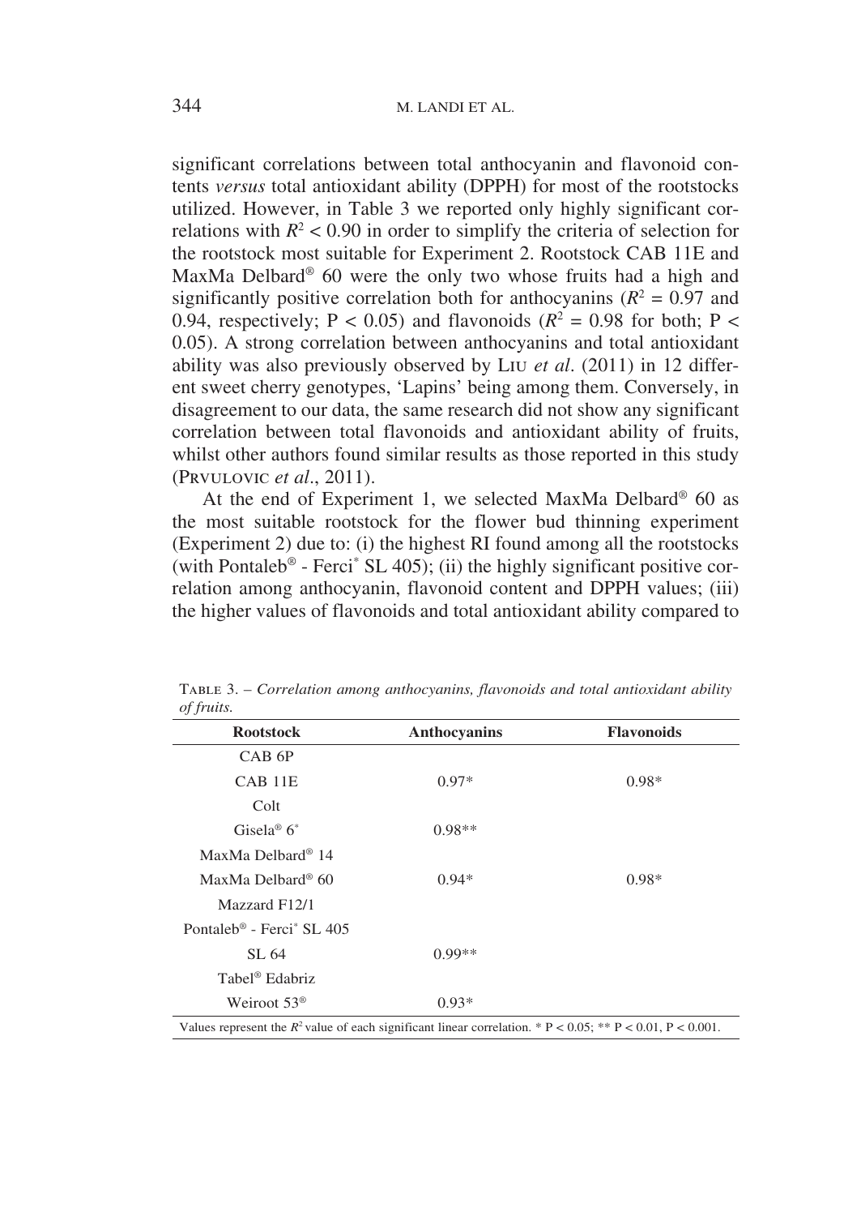significant correlations between total anthocyanin and flavonoid contents *versus* total antioxidant ability (DPPH) for most of the rootstocks utilized. However, in Table 3 we reported only highly significant correlations with $R^2 < 0.90$ in order to simplify the criteria of selection for the rootstock most suitable for Experiment 2. Rootstock CAB 11E and MaxMa Delbard® 60 were the only two whose fruits had a high and significantly positive correlation both for anthocyanins ($R^2 = 0.97$ and 0.94, respectively; $P < 0.05$) and flavonoids ($R^2 = 0.98$ for both; $P < 0.05$). A strong correlation between anthocyanins and total antioxidant ability was also previously observed by Liu *et al*. (2011) in 12 different sweet cherry genotypes, 'Lapins' being among them. Conversely, in disagreement to our data, the same research did not show any significant correlation between total flavonoids and antioxidant ability of fruits, whilst other authors found similar results as those reported in this study (Prvulovic *et al*., 2011).

At the end of Experiment 1, we selected MaxMa Delbard® 60 as the most suitable rootstock for the flower bud thinning experiment (Experiment 2) due to: (i) the highest RI found among all the rootstocks (with Pontaleb® - Ferci* SL 405); (ii) the highly significant positive correlation among anthocyanin, flavonoid content and DPPH values; (iii) the higher values of flavonoids and total antioxidant ability compared to

Table 3. – *Correlation among anthocyanins, flavonoids and total antioxidant ability of fruits.*

| Rootstock | Anthocyanins | Flavonoids |
|---|---|---|
| CAB 6P | | |
| CAB 11E | 0.97* | 0.98* |
| Colt | | |
| Gisela® 6* | 0.98** | |
| MaxMa Delbard® 14 | | |
| MaxMa Delbard® 60 | 0.94* | 0.98* |
| Mazzard F12/1 | | |
| Pontaleb® - Ferci* SL 405 | | |
| SL 64 | 0.99** | |
| Tabel® Edabriz | | |
| Weiroot 53® | 0.93* | |

Values represent the $R^2$ value of each significant linear correlation. * $P < 0.05$; ** $P < 0.01$, $P < 0.001$.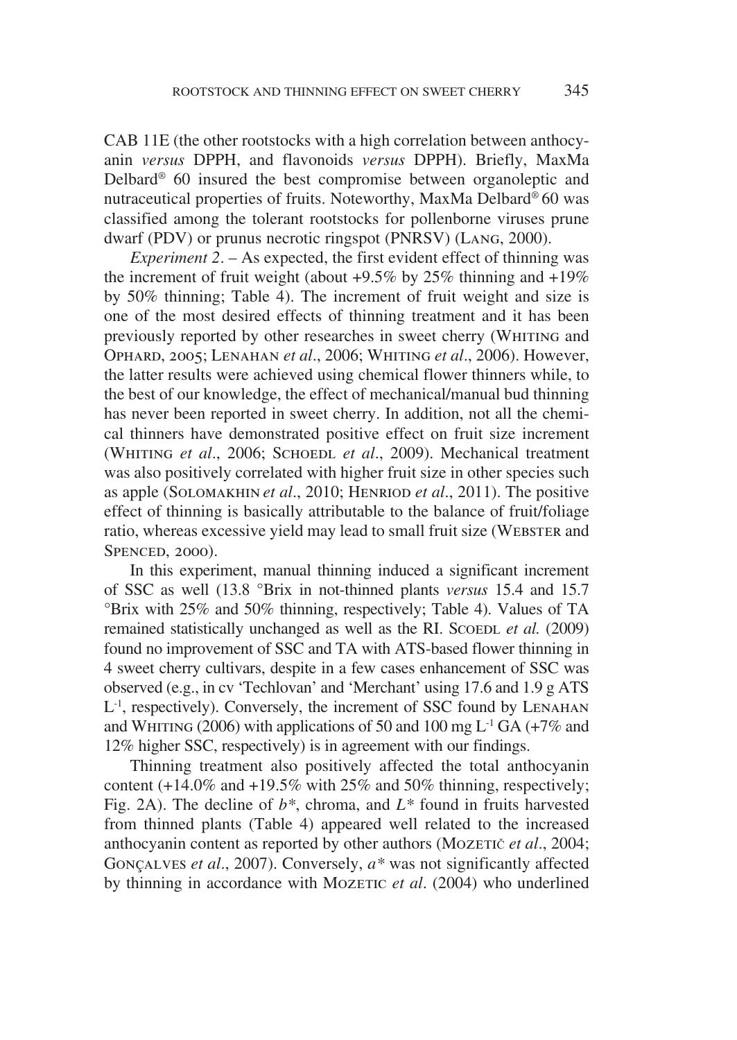CAB 11E (the other rootstocks with a high correlation between anthocyanin *versus* DPPH, and flavonoids *versus* DPPH). Briefly, MaxMa Delbard® 60 insured the best compromise between organoleptic and nutraceutical properties of fruits. Noteworthy, MaxMa Delbard® 60 was classified among the tolerant rootstocks for pollenborne viruses prune dwarf (PDV) or prunus necrotic ringspot (PNRSV) (Lang, 2000).

*Experiment 2*. – As expected, the first evident effect of thinning was the increment of fruit weight (about +9.5% by 25% thinning and +19% by 50% thinning; Table 4). The increment of fruit weight and size is one of the most desired effects of thinning treatment and it has been previously reported by other researches in sweet cherry (Whiting and Ophard, 2005; Lenahan *et al*., 2006; Whiting *et al*., 2006). However, the latter results were achieved using chemical flower thinners while, to the best of our knowledge, the effect of mechanical/manual bud thinning has never been reported in sweet cherry. In addition, not all the chemical thinners have demonstrated positive effect on fruit size increment (Whiting *et al*., 2006; Schoedl *et al*., 2009). Mechanical treatment was also positively correlated with higher fruit size in other species such as apple (Solomakhin *et al*., 2010; Henriod *et al*., 2011). The positive effect of thinning is basically attributable to the balance of fruit/foliage ratio, whereas excessive yield may lead to small fruit size (Webster and Spenced, 2000).

In this experiment, manual thinning induced a significant increment of SSC as well (13.8 °Brix in not-thinned plants *versus* 15.4 and 15.7 °Brix with 25% and 50% thinning, respectively; Table 4). Values of TA remained statistically unchanged as well as the RI. Scoedl *et al.* (2009) found no improvement of SSC and TA with ATS-based flower thinning in 4 sweet cherry cultivars, despite in a few cases enhancement of SSC was observed (e.g., in cv 'Techlovan' and 'Merchant' using 17.6 and 1.9 g ATS $L^{-1}$, respectively). Conversely, the increment of SSC found by Lenahan and Whiting (2006) with applications of 50 and 100 mg $L^{-1}$ GA (+7% and 12% higher SSC, respectively) is in agreement with our findings.

Thinning treatment also positively affected the total anthocyanin content (+14.0% and +19.5% with 25% and 50% thinning, respectively; Fig. 2A). The decline of $b^*$, chroma, and $L^*$ found in fruits harvested from thinned plants (Table 4) appeared well related to the increased anthocyanin content as reported by other authors (Mozetič *et al*., 2004; Gonçalves *et al*., 2007). Conversely, $a^*$ was not significantly affected by thinning in accordance with Mozetic *et al*. (2004) who underlined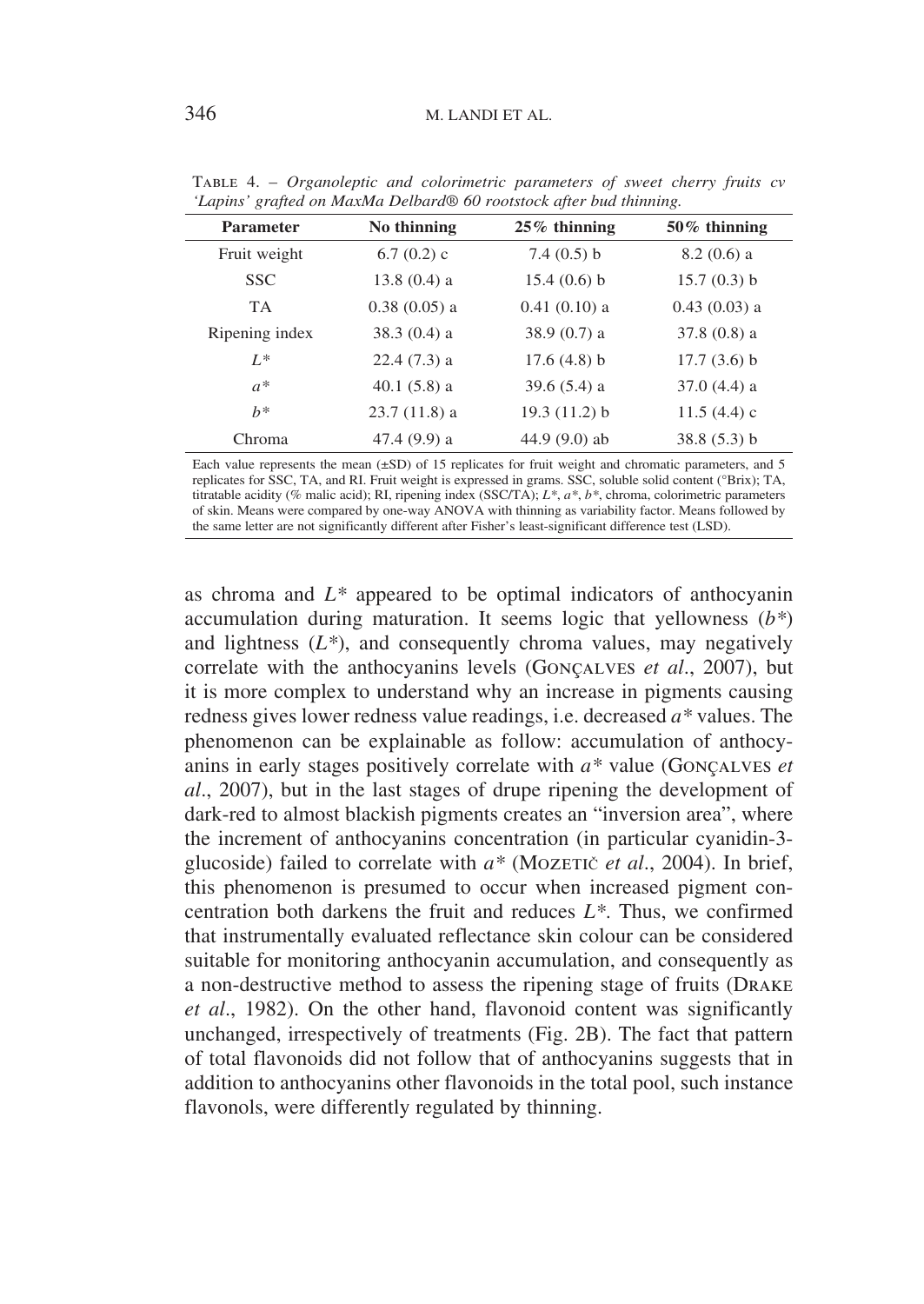Table 4. – *Organoleptic and colorimetric parameters of sweet cherry fruits cv 'Lapins' grafted on MaxMa Delbard® 60 rootstock after bud thinning.*

| Parameter | No thinning | 25% thinning | 50% thinning |
|---|---|---|---|
| Fruit weight | 6.7 (0.2) c | 7.4 (0.5) b | 8.2 (0.6) a |
| SSC | 13.8 (0.4) a | 15.4 (0.6) b | 15.7 (0.3) b |
| TA | 0.38 (0.05) a | 0.41 (0.10) a | 0.43 (0.03) a |
| Ripening index | 38.3 (0.4) a | 38.9 (0.7) a | 37.8 (0.8) a |
| $L^*$ | 22.4 (7.3) a | 17.6 (4.8) b | 17.7 (3.6) b |
| $a^*$ | 40.1 (5.8) a | 39.6 (5.4) a | 37.0 (4.4) a |
| $b^*$ | 23.7 (11.8) a | 19.3 (11.2) b | 11.5 (4.4) c |
| Chroma | 47.4 (9.9) a | 44.9 (9.0) ab | 38.8 (5.3) b |

Each value represents the mean (±SD) of 15 replicates for fruit weight and chromatic parameters, and 5 replicates for SSC, TA, and RI. Fruit weight is expressed in grams. SSC, soluble solid content (°Brix); TA, titratable acidity (% malic acid); RI, ripening index (SSC/TA); $L^*$, $a^*$, $b^*$, chroma, colorimetric parameters of skin. Means were compared by one-way ANOVA with thinning as variability factor. Means followed by the same letter are not significantly different after Fisher's least-significant difference test (LSD).

as chroma and $L^*$ appeared to be optimal indicators of anthocyanin accumulation during maturation. It seems logic that yellowness ($b^*$) and lightness ($L^*$), and consequently chroma values, may negatively correlate with the anthocyanins levels (Gonçalves *et al*., 2007), but it is more complex to understand why an increase in pigments causing redness gives lower redness value readings, i.e. decreased $a^*$ values. The phenomenon can be explainable as follow: accumulation of anthocyanins in early stages positively correlate with $a^*$ value (Gonçalves *et al*., 2007), but in the last stages of drupe ripening the development of dark-red to almost blackish pigments creates an "inversion area", where the increment of anthocyanins concentration (in particular cyanidin-3-glucoside) failed to correlate with $a^*$ (Mozetič *et al*., 2004). In brief, this phenomenon is presumed to occur when increased pigment concentration both darkens the fruit and reduces $L^*$. Thus, we confirmed that instrumentally evaluated reflectance skin colour can be considered suitable for monitoring anthocyanin accumulation, and consequently as a non-destructive method to assess the ripening stage of fruits (Drake *et al*., 1982). On the other hand, flavonoid content was significantly unchanged, irrespectively of treatments (Fig. 2B). The fact that pattern of total flavonoids did not follow that of anthocyanins suggests that in addition to anthocyanins other flavonoids in the total pool, such instance flavonols, were differently regulated by thinning.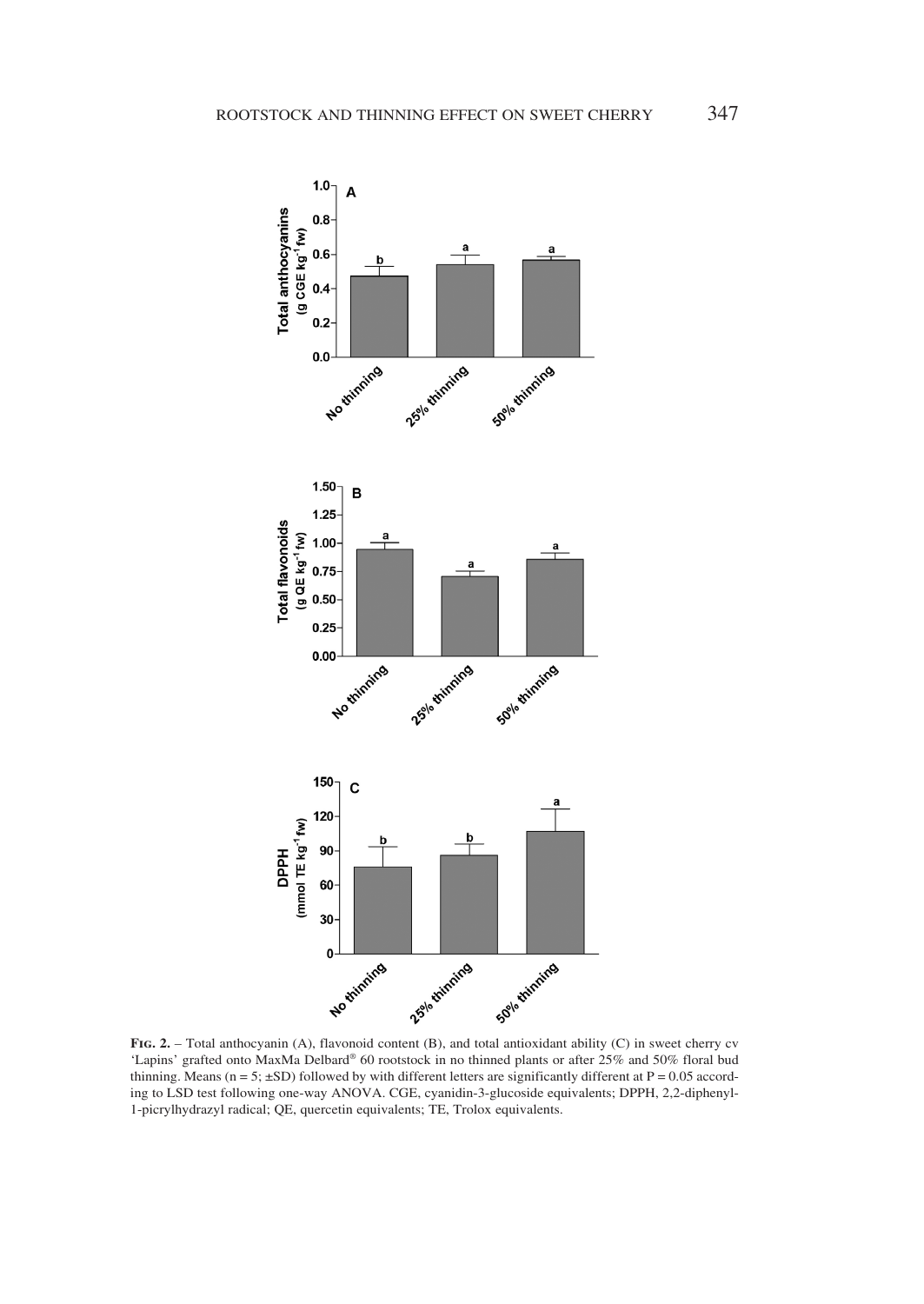**FIG. 2.** – Total anthocyanin (A), flavonoid content (B), and total antioxidant ability (C) in sweet cherry cv 'Lapins' grafted onto MaxMa Delbard® 60 rootstock in no thinned plants or after 25% and 50% floral bud thinning. Means (n = 5; ±SD) followed by with different letters are significantly different at P = 0.05 according to LSD test following one-way ANOVA. CGE, cyanidin-3-glucoside equivalents; DPPH, 2,2-diphenyl-1-picrylhydrazyl radical; QE, quercetin equivalents; TE, Trolox equivalents.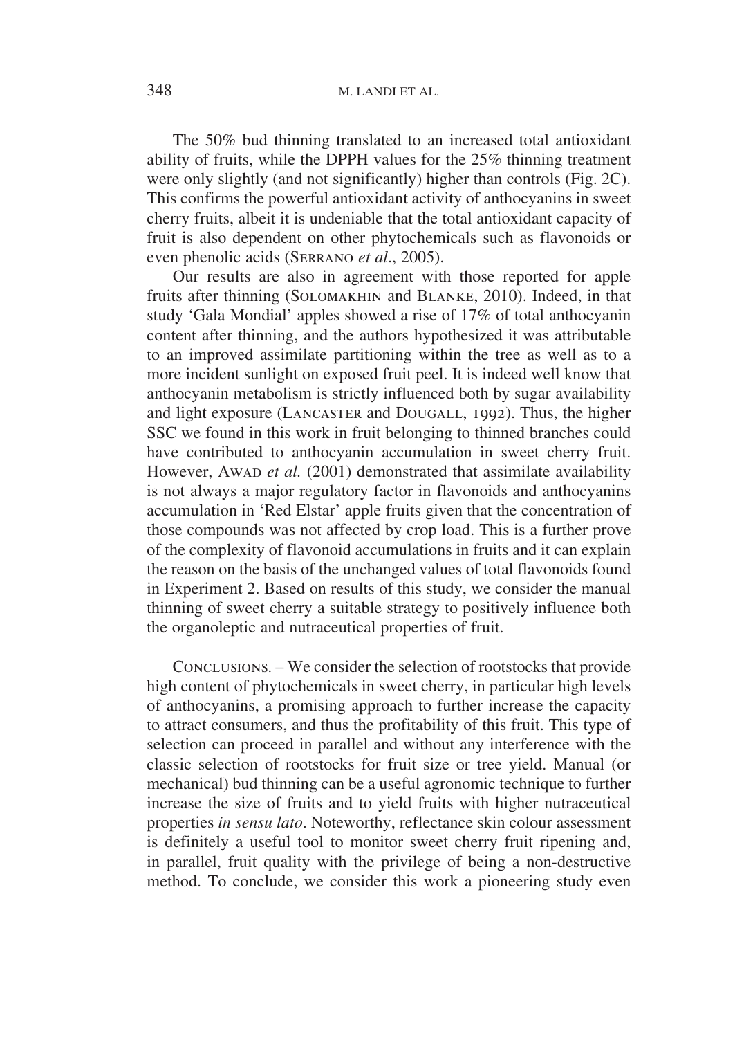The 50% bud thinning translated to an increased total antioxidant ability of fruits, while the DPPH values for the 25% thinning treatment were only slightly (and not significantly) higher than controls (Fig. 2C). This confirms the powerful antioxidant activity of anthocyanins in sweet cherry fruits, albeit it is undeniable that the total antioxidant capacity of fruit is also dependent on other phytochemicals such as flavonoids or even phenolic acids (Serrano *et al*., 2005).

Our results are also in agreement with those reported for apple fruits after thinning (Solomakhin and Blanke, 2010). Indeed, in that study 'Gala Mondial' apples showed a rise of 17% of total anthocyanin content after thinning, and the authors hypothesized it was attributable to an improved assimilate partitioning within the tree as well as to a more incident sunlight on exposed fruit peel. It is indeed well know that anthocyanin metabolism is strictly influenced both by sugar availability and light exposure (Lancaster and Dougall, 1992). Thus, the higher SSC we found in this work in fruit belonging to thinned branches could have contributed to anthocyanin accumulation in sweet cherry fruit. However, Awad *et al.* (2001) demonstrated that assimilate availability is not always a major regulatory factor in flavonoids and anthocyanins accumulation in 'Red Elstar' apple fruits given that the concentration of those compounds was not affected by crop load. This is a further prove of the complexity of flavonoid accumulations in fruits and it can explain the reason on the basis of the unchanged values of total flavonoids found in Experiment 2. Based on results of this study, we consider the manual thinning of sweet cherry a suitable strategy to positively influence both the organoleptic and nutraceutical properties of fruit.

Conclusions. – We consider the selection of rootstocks that provide high content of phytochemicals in sweet cherry, in particular high levels of anthocyanins, a promising approach to further increase the capacity to attract consumers, and thus the profitability of this fruit. This type of selection can proceed in parallel and without any interference with the classic selection of rootstocks for fruit size or tree yield. Manual (or mechanical) bud thinning can be a useful agronomic technique to further increase the size of fruits and to yield fruits with higher nutraceutical properties *in sensu lato*. Noteworthy, reflectance skin colour assessment is definitely a useful tool to monitor sweet cherry fruit ripening and, in parallel, fruit quality with the privilege of being a non-destructive method. To conclude, we consider this work a pioneering study even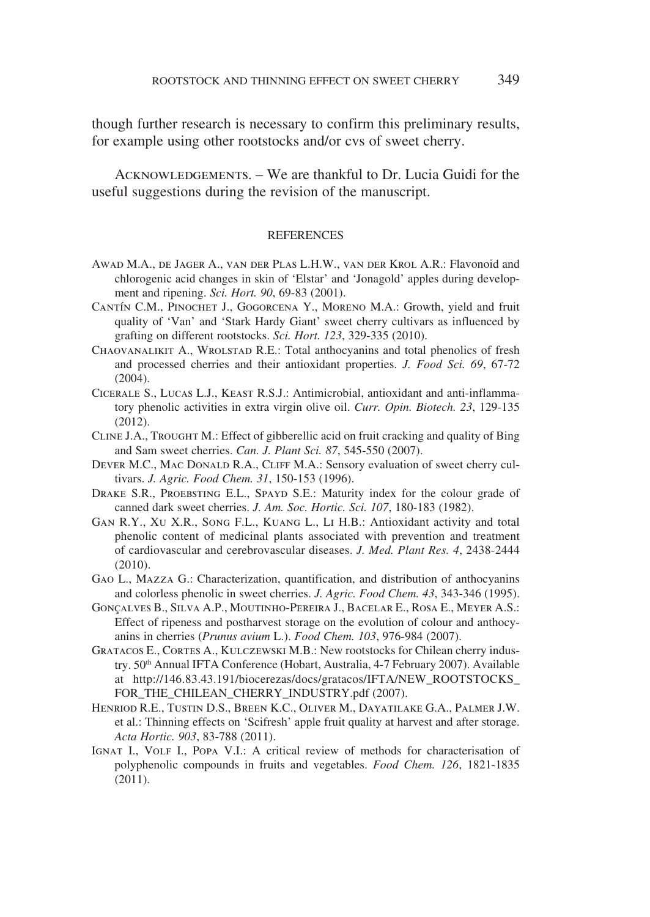though further research is necessary to confirm this preliminary results, for example using other rootstocks and/or cvs of sweet cherry.

Acknowledgements. – We are thankful to Dr. Lucia Guidi for the useful suggestions during the revision of the manuscript.

## REFERENCES

Awad M.A., de Jager A., van der Plas L.H.W., van der Krol A.R.: Flavonoid and chlorogenic acid changes in skin of 'Elstar' and 'Jonagold' apples during development and ripening. *Sci. Hort. 90*, 69-83 (2001).

Cantín C.M., Pinochet J., Gogorcena Y., Moreno M.A.: Growth, yield and fruit quality of 'Van' and 'Stark Hardy Giant' sweet cherry cultivars as influenced by grafting on different rootstocks. *Sci. Hort. 123*, 329-335 (2010).

Chaovanalikit A., Wrolstad R.E.: Total anthocyanins and total phenolics of fresh and processed cherries and their antioxidant properties. *J. Food Sci. 69*, 67-72 (2004).

Cicerale S., Lucas L.J., Keast R.S.J.: Antimicrobial, antioxidant and anti-inflammatory phenolic activities in extra virgin olive oil. *Curr. Opin. Biotech. 23*, 129-135 (2012).

Cline J.A., Trought M.: Effect of gibberellic acid on fruit cracking and quality of Bing and Sam sweet cherries. *Can. J. Plant Sci. 87*, 545-550 (2007).

Dever M.C., Mac Donald R.A., Cliff M.A.: Sensory evaluation of sweet cherry cultivars. *J. Agric. Food Chem. 31*, 150-153 (1996).

Drake S.R., Proebsting E.L., Spayd S.E.: Maturity index for the colour grade of canned dark sweet cherries. *J. Am. Soc. Hortic. Sci. 107*, 180-183 (1982).

Gan R.Y., Xu X.R., Song F.L., Kuang L., Li H.B.: Antioxidant activity and total phenolic content of medicinal plants associated with prevention and treatment of cardiovascular and cerebrovascular diseases. *J. Med. Plant Res. 4*, 2438-2444 (2010).

Gao L., Mazza G.: Characterization, quantification, and distribution of anthocyanins and colorless phenolic in sweet cherries. *J. Agric. Food Chem. 43*, 343-346 (1995).

Gonçalves B., Silva A.P., Moutinho-Pereira J., Bacelar E., Rosa E., Meyer A.S.: Effect of ripeness and postharvest storage on the evolution of colour and anthocyanins in cherries (*Prunus avium* L.). *Food Chem. 103*, 976-984 (2007).

Gratacos E., Cortes A., Kulczewski M.B.: New rootstocks for Chilean cherry industry. 50th Annual IFTA Conference (Hobart, Australia, 4-7 February 2007). Available at http://146.83.43.191/biocerezas/docs/gratacos/IFTA/NEW_ROOTSTOCKS_FOR_THE_CHILEAN_CHERRY_INDUSTRY.pdf (2007).

Henriod R.E., Tustin D.S., Breen K.C., Oliver M., Dayatilake G.A., Palmer J.W. et al.: Thinning effects on 'Scifresh' apple fruit quality at harvest and after storage. *Acta Hortic. 903*, 83-788 (2011).

Ignat I., Volf I., Popa V.I.: A critical review of methods for characterisation of polyphenolic compounds in fruits and vegetables. *Food Chem. 126*, 1821-1835 (2011).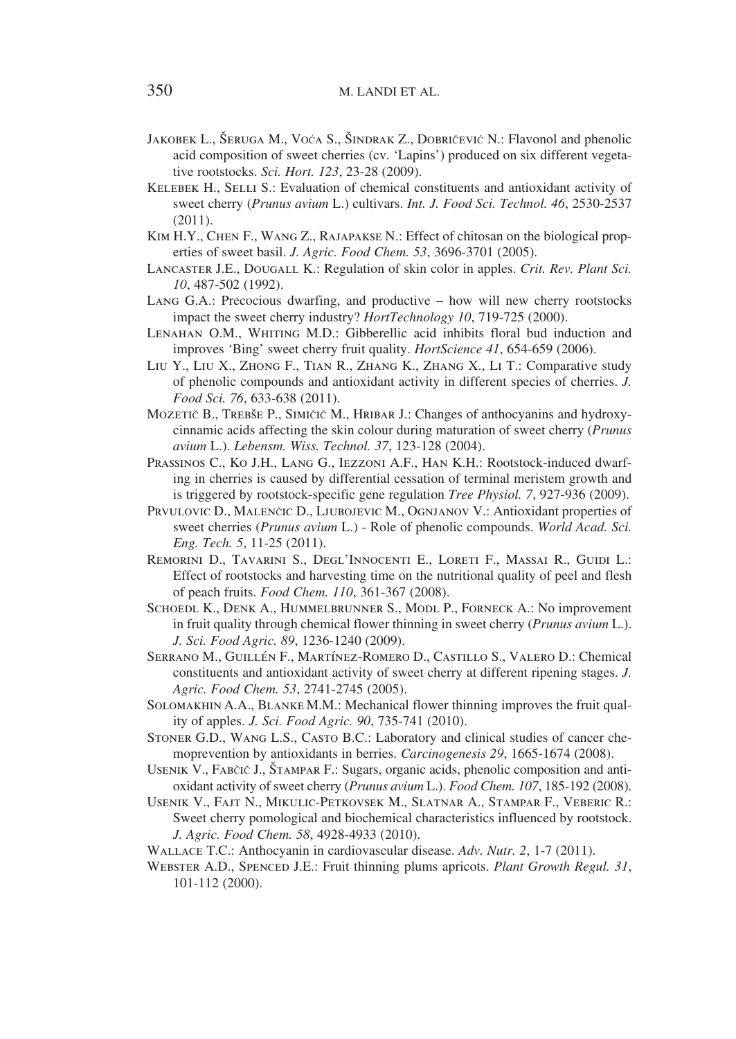Jakobek L., Šeruga M., Voća S., Šindrak Z., Dobričević N.: Flavonol and phenolic acid composition of sweet cherries (cv. 'Lapins') produced on six different vegetative rootstocks. *Sci. Hort. 123*, 23-28 (2009).

Kelebek H., Selli S.: Evaluation of chemical constituents and antioxidant activity of sweet cherry (*Prunus avium* L.) cultivars. *Int. J. Food Sci. Technol. 46*, 2530-2537 (2011).

Kim H.Y., Chen F., Wang Z., Rajapakse N.: Effect of chitosan on the biological properties of sweet basil. *J. Agric. Food Chem. 53*, 3696-3701 (2005).

Lancaster J.E., Dougall K.: Regulation of skin color in apples. *Crit. Rev. Plant Sci. 10*, 487-502 (1992).

Lang G.A.: Precocious dwarfing, and productive – how will new cherry rootstocks impact the sweet cherry industry? *HortTechnology 10*, 719-725 (2000).

Lenahan O.M., Whiting M.D.: Gibberellic acid inhibits floral bud induction and improves 'Bing' sweet cherry fruit quality. *HortScience 41*, 654-659 (2006).

Liu Y., Liu X., Zhong F., Tian R., Zhang K., Zhang X., Li T.: Comparative study of phenolic compounds and antioxidant activity in different species of cherries. *J. Food Sci. 76*, 633-638 (2011).

Mozetič B., Trebše P., Simičič M., Hribar J.: Changes of anthocyanins and hydroxycinnamic acids affecting the skin colour during maturation of sweet cherry (*Prunus avium* L.). *Lebensm. Wiss. Technol. 37*, 123-128 (2004).

Prassinos C., Ko J.H., Lang G., Iezzoni A.F., Han K.H.: Rootstock-induced dwarfing in cherries is caused by differential cessation of terminal meristem growth and is triggered by rootstock-specific gene regulation *Tree Physiol. 7*, 927-936 (2009).

Prvulovic D., Malenčic D., Ljubojevic M., Ognjanov V.: Antioxidant properties of sweet cherries (*Prunus avium* L.) - Role of phenolic compounds. *World Acad. Sci. Eng. Tech. 5*, 11-25 (2011).

Remorini D., Tavarini S., Degl'Innocenti E., Loreti F., Massai R., Guidi L.: Effect of rootstocks and harvesting time on the nutritional quality of peel and flesh of peach fruits. *Food Chem. 110*, 361-367 (2008).

Schoedl K., Denk A., Hummelbrunner S., Modl P., Forneck A.: No improvement in fruit quality through chemical flower thinning in sweet cherry (*Prunus avium* L.). *J. Sci. Food Agric. 89*, 1236-1240 (2009).

Serrano M., Guillén F., Martínez-Romero D., Castillo S., Valero D.: Chemical constituents and antioxidant activity of sweet cherry at different ripening stages. *J. Agric. Food Chem. 53*, 2741-2745 (2005).

Solomakhin A.A., Blanke M.M.: Mechanical flower thinning improves the fruit quality of apples. *J. Sci. Food Agric. 90*, 735-741 (2010).

Stoner G.D., Wang L.S., Casto B.C.: Laboratory and clinical studies of cancer chemoprevention by antioxidants in berries. *Carcinogenesis 29*, 1665-1674 (2008).

Usenik V., Fabčič J., Štampar F.: Sugars, organic acids, phenolic composition and antioxidant activity of sweet cherry (*Prunus avium* L.). *Food Chem. 107*, 185-192 (2008).

Usenik V., Fajt N., Mikulic-Petkovsek M., Slatnar A., Stampar F., Veberic R.: Sweet cherry pomological and biochemical characteristics influenced by rootstock. *J. Agric. Food Chem. 58*, 4928-4933 (2010).

Wallace T.C.: Anthocyanin in cardiovascular disease. *Adv. Nutr. 2*, 1-7 (2011).

Webster A.D., Spenced J.E.: Fruit thinning plums apricots. *Plant Growth Regul. 31*, 101-112 (2000).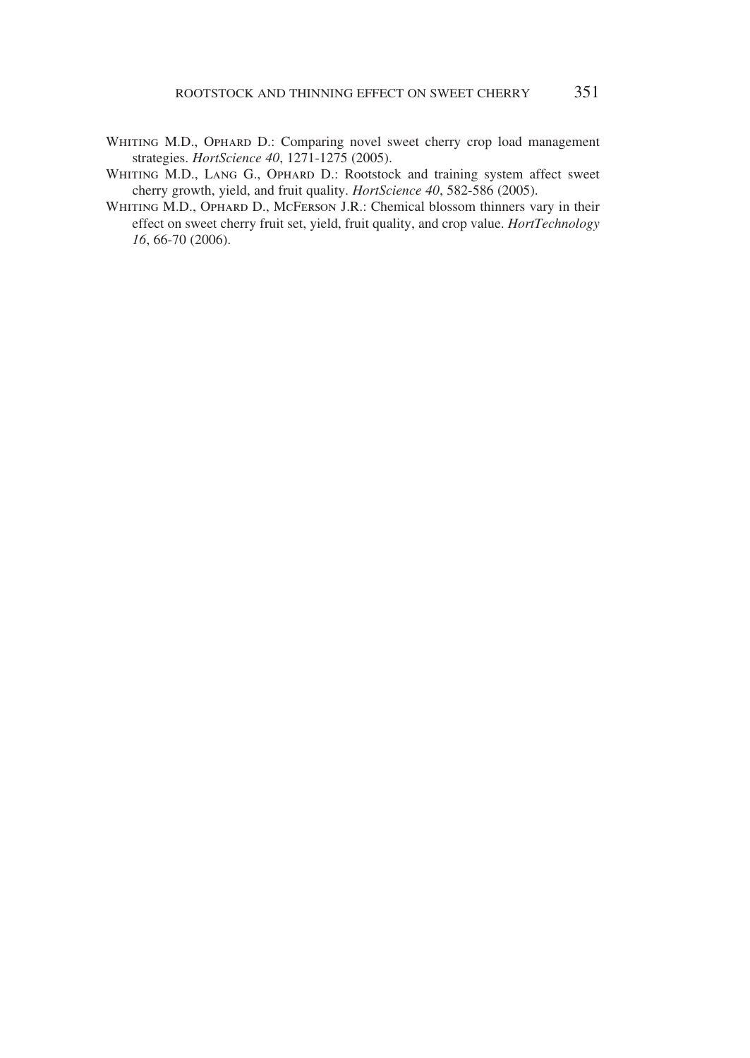Whiting M.D., Ophard D.: Comparing novel sweet cherry crop load management strategies. *HortScience 40*, 1271-1275 (2005).

Whiting M.D., Lang G., Ophard D.: Rootstock and training system affect sweet cherry growth, yield, and fruit quality. *HortScience 40*, 582-586 (2005).

Whiting M.D., Ophard D., McFerson J.R.: Chemical blossom thinners vary in their effect on sweet cherry fruit set, yield, fruit quality, and crop value. *HortTechnology 16*, 66-70 (2006).